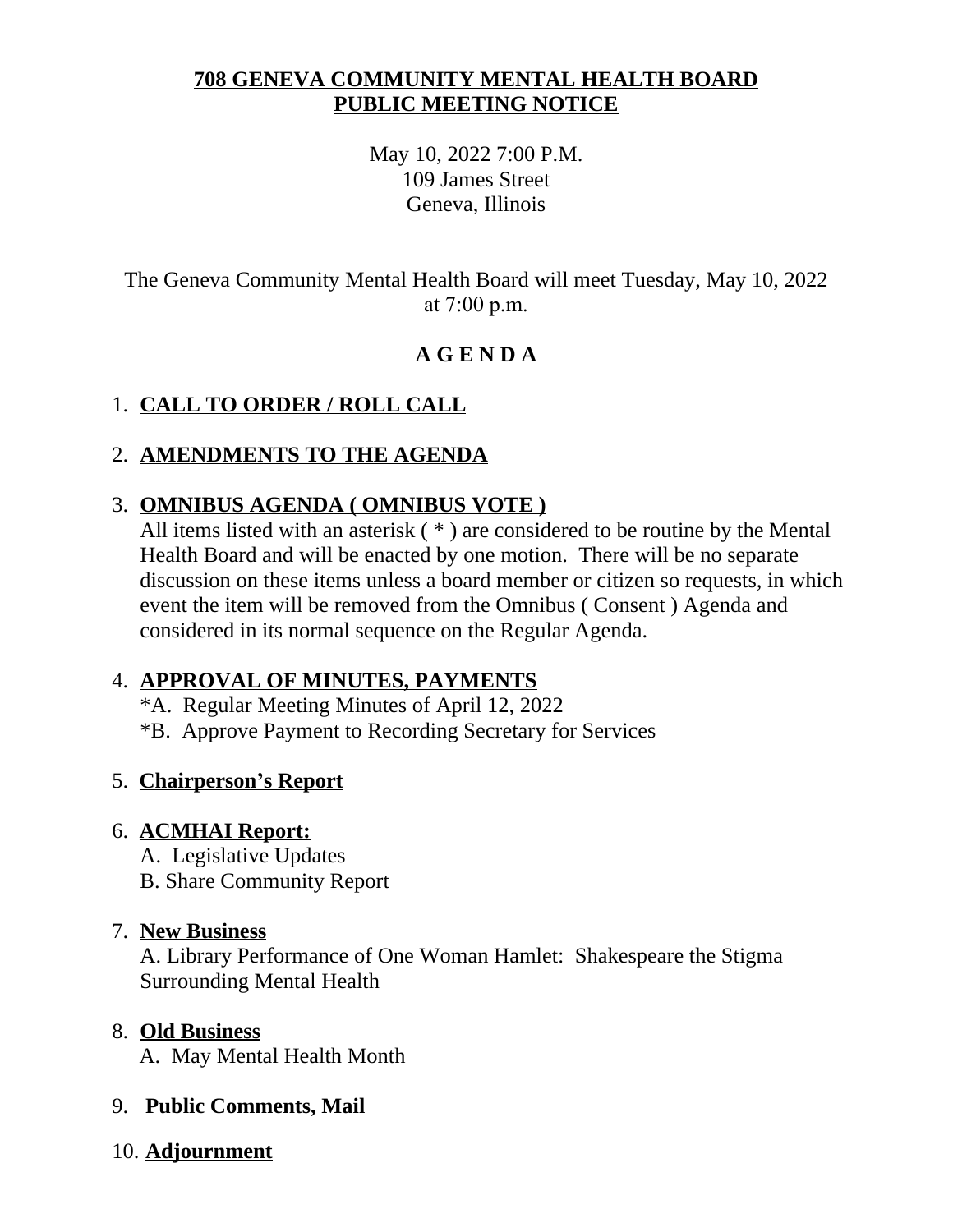# 708 GENEVA COMMUNITY MENTAL HEALTH BOARD
# PUBLIC MEETING NOTICE

May 10, 2022 7:00 P.M.
109 James Street
Geneva, Illinois

The Geneva Community Mental Health Board will meet Tuesday, May 10, 2022 at 7:00 p.m.

## A G E N D A

1. **CALL TO ORDER / ROLL CALL**

2. **AMENDMENTS TO THE AGENDA**

3. **OMNIBUS AGENDA ( OMNIBUS VOTE )**
   All items listed with an asterisk ( * ) are considered to be routine by the Mental Health Board and will be enacted by one motion. There will be no separate discussion on these items unless a board member or citizen so requests, in which event the item will be removed from the Omnibus ( Consent ) Agenda and considered in its normal sequence on the Regular Agenda.

4. **APPROVAL OF MINUTES, PAYMENTS**
   *A. Regular Meeting Minutes of April 12, 2022
   *B. Approve Payment to Recording Secretary for Services

5. **Chairperson's Report**

6. **ACMHAI Report:**
   A. Legislative Updates
   B. Share Community Report

7. **New Business**
   A. Library Performance of One Woman Hamlet: Shakespeare the Stigma Surrounding Mental Health

8. **Old Business**
   A. May Mental Health Month

9. **Public Comments, Mail**

10. **Adjournment**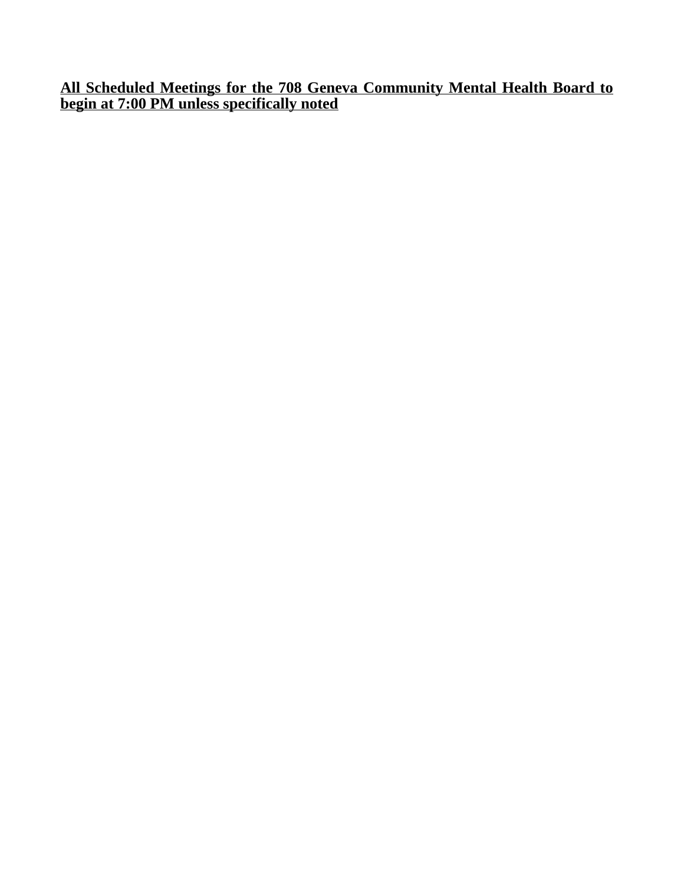**All Scheduled Meetings for the 708 Geneva Community Mental Health Board to begin at 7:00 PM unless specifically noted**